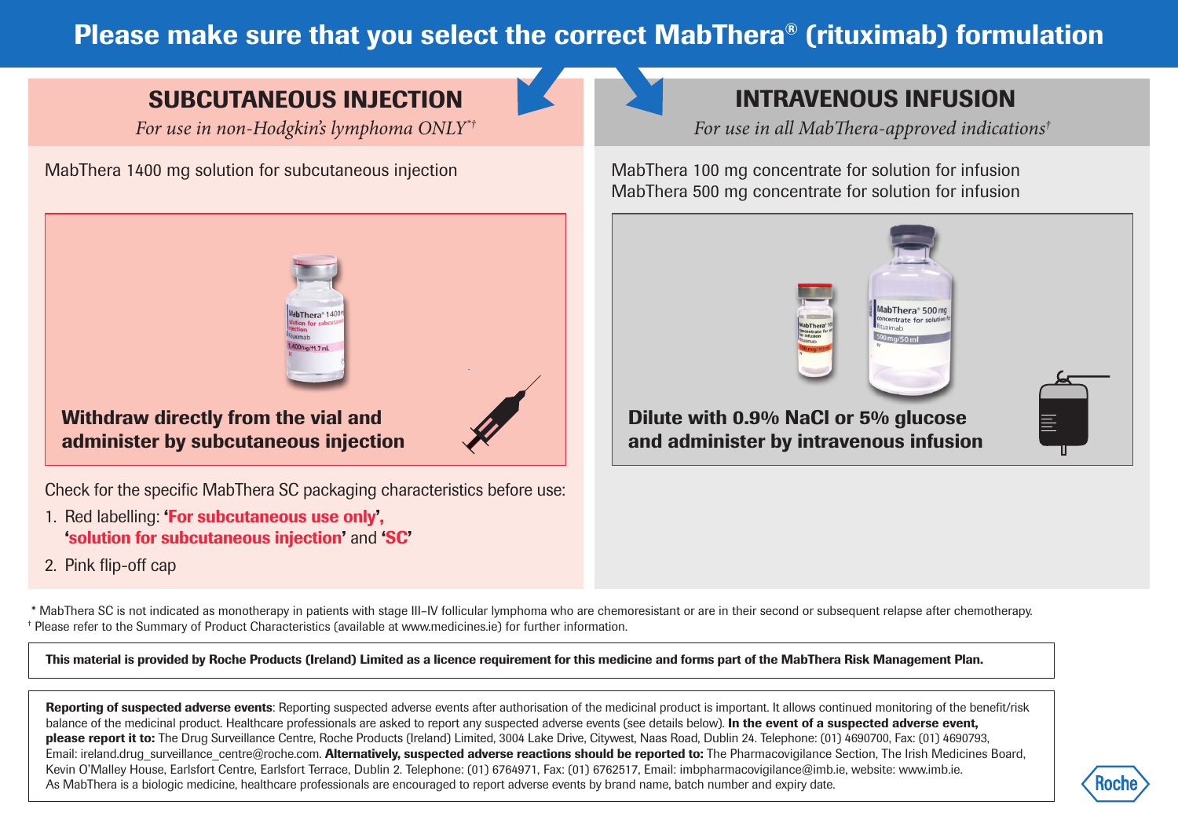# Please make sure that you select the correct MabThera® (rituximab) formulation

## SUBCUTANEOUS INJECTION

*For use in non-Hodgkin's lymphoma ONLY*†*

MabThera 1400 mg solution for subcutaneous injection

**Withdraw directly from the vial and administer by subcutaneous injection**

Check for the specific MabThera SC packaging characteristics before use:

1. Red labelling: **'For subcutaneous use only'**, **'solution for subcutaneous injection'** and **'SC'**
2. Pink flip-off cap

## INTRAVENOUS INFUSION

*For use in all MabThera-approved indications†*

MabThera 100 mg concentrate for solution for infusion
MabThera 500 mg concentrate for solution for infusion

**Dilute with 0.9% NaCl or 5% glucose and administer by intravenous infusion**

\* MabThera SC is not indicated as monotherapy in patients with stage III–IV follicular lymphoma who are chemoresistant or are in their second or subsequent relapse after chemotherapy.
† Please refer to the Summary of Product Characteristics (available at www.medicines.ie) for further information.

**This material is provided by Roche Products (Ireland) Limited as a licence requirement for this medicine and forms part of the MabThera Risk Management Plan.**

**Reporting of suspected adverse events**: Reporting suspected adverse events after authorisation of the medicinal product is important. It allows continued monitoring of the benefit/risk balance of the medicinal product. Healthcare professionals are asked to report any suspected adverse events (see details below). **In the event of a suspected adverse event, please report it to:** The Drug Surveillance Centre, Roche Products (Ireland) Limited, 3004 Lake Drive, Citywest, Naas Road, Dublin 24. Telephone: (01) 4690700, Fax: (01) 4690793, Email: ireland.drug_surveillance_centre@roche.com. **Alternatively, suspected adverse reactions should be reported to:** The Pharmacovigilance Section, The Irish Medicines Board, Kevin O'Malley House, Earlsfort Centre, Earlsfort Terrace, Dublin 2. Telephone: (01) 6764971, Fax: (01) 6762517, Email: imbpharmacovigilance@imb.ie, website: www.imb.ie.
As MabThera is a biologic medicine, healthcare professionals are encouraged to report adverse events by brand name, batch number and expiry date.

Roche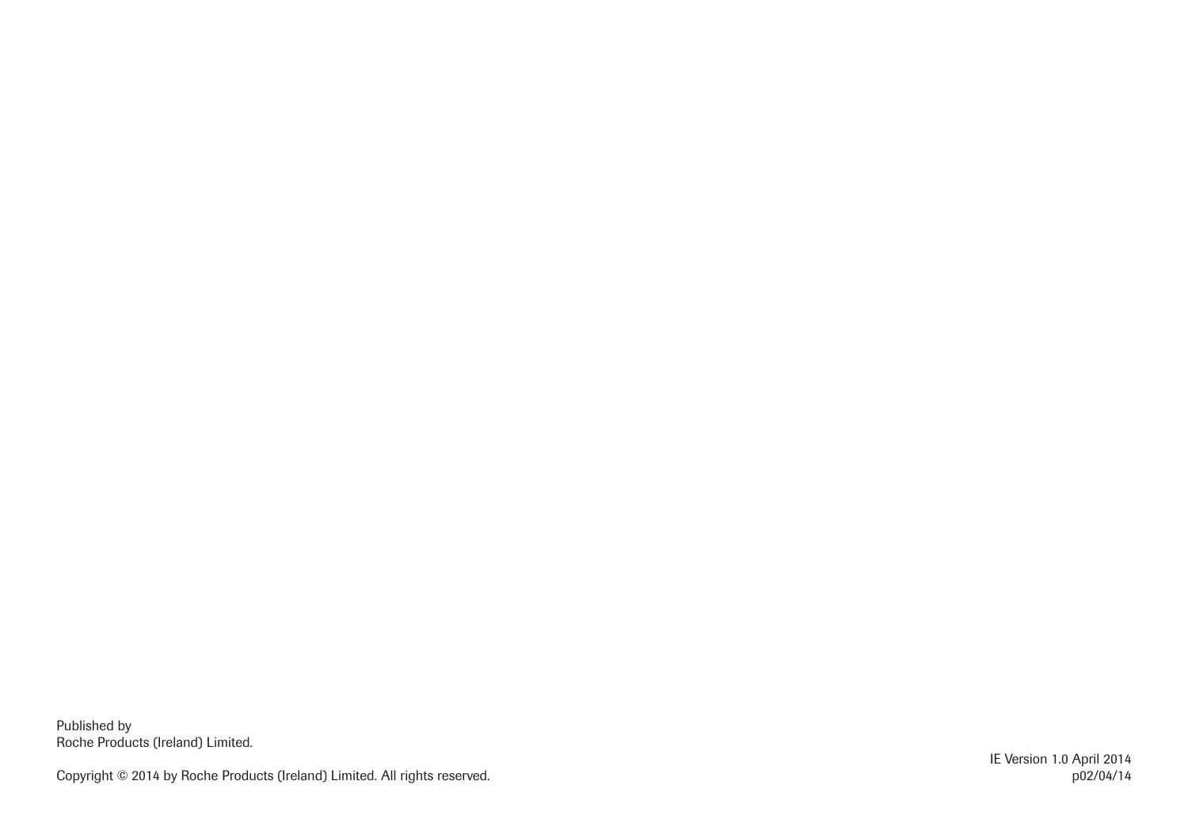Published by
Roche Products (Ireland) Limited.

Copyright © 2014 by Roche Products (Ireland) Limited. All rights reserved.

IE Version 1.0 April 2014
p02/04/14